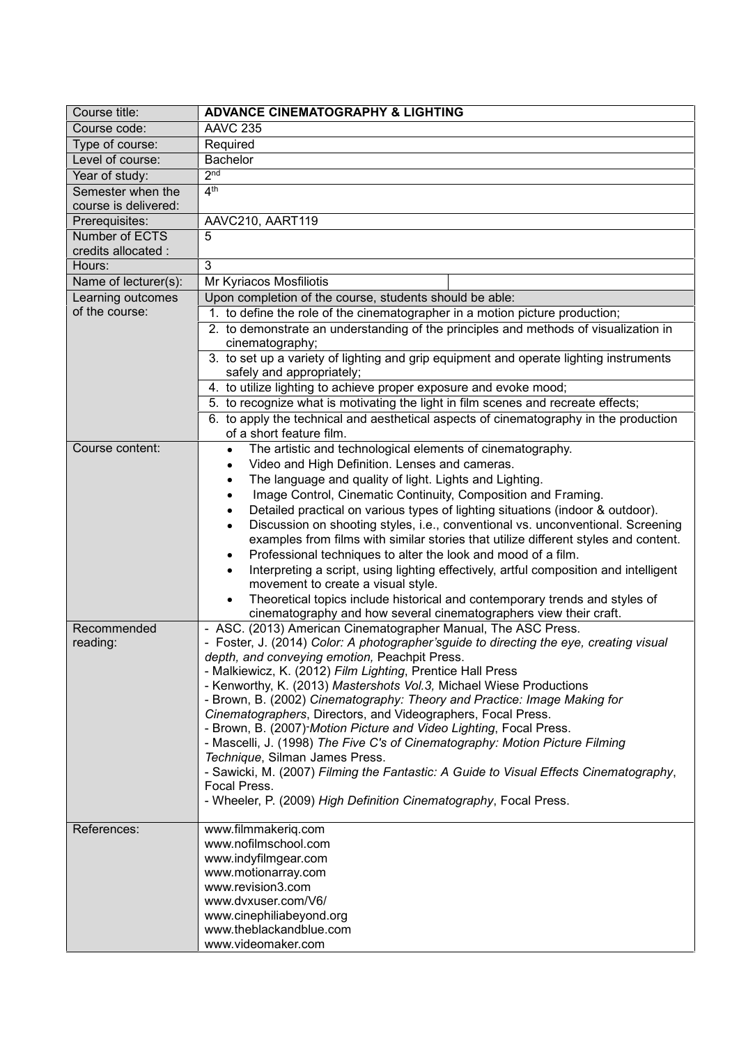| Course title: | **ADVANCE CINEMATOGRAPHY & LIGHTING** |
|---|---|
| Course code: | AAVC 235 |
| Type of course: | Required |
| Level of course: | Bachelor |
| Year of study: | 2nd |
| Semester when the course is delivered: | 4th |
| Prerequisites: | AAVC210, AART119 |
| Number of ECTS credits allocated : | 5 |
| Hours: | 3 |
| Name of lecturer(s): | Mr Kyriacos Mosfiliotis |
| Learning outcomes of the course: | Upon completion of the course, students should be able:<br>1. to define the role of the cinematographer in a motion picture production;<br>2. to demonstrate an understanding of the principles and methods of visualization in cinematography;<br>3. to set up a variety of lighting and grip equipment and operate lighting instruments safely and appropriately;<br>4. to utilize lighting to achieve proper exposure and evoke mood;<br>5. to recognize what is motivating the light in film scenes and recreate effects;<br>6. to apply the technical and aesthetical aspects of cinematography in the production of a short feature film. |
| Course content: | • The artistic and technological elements of cinematography.<br>• Video and High Definition. Lenses and cameras.<br>• The language and quality of light. Lights and Lighting.<br>• Image Control, Cinematic Continuity, Composition and Framing.<br>• Detailed practical on various types of lighting situations (indoor & outdoor).<br>• Discussion on shooting styles, i.e., conventional vs. unconventional. Screening examples from films with similar stories that utilize different styles and content.<br>• Professional techniques to alter the look and mood of a film.<br>• Interpreting a script, using lighting effectively, artful composition and intelligent movement to create a visual style.<br>• Theoretical topics include historical and contemporary trends and styles of cinematography and how several cinematographers view their craft. |
| Recommended reading: | - ASC. (2013) American Cinematographer Manual, The ASC Press.<br>- Foster, J. (2014) *Color: A photographer'sguide to directing the eye, creating visual depth, and conveying emotion,* Peachpit Press.<br>- Malkiewicz, K. (2012) *Film Lighting*, Prentice Hall Press<br>- Kenworthy, K. (2013) *Mastershots Vol.3,* Michael Wiese Productions<br>- Brown, B. (2002) *Cinematography: Theory and Practice: Image Making for Cinematographers*, Directors, and Videographers, Focal Press.<br>- Brown, B. (2007) *Motion Picture and Video Lighting*, Focal Press.<br>- Mascelli, J. (1998) *The Five C's of Cinematography: Motion Picture Filming Technique*, Silman James Press.<br>- Sawicki, M. (2007) *Filming the Fantastic: A Guide to Visual Effects Cinematography*, Focal Press.<br>- Wheeler, P. (2009) *High Definition Cinematography*, Focal Press. |
| References: | www.filmmakeriq.com<br>www.nofilmschool.com<br>www.indyfilmgear.com<br>www.motionarray.com<br>www.revision3.com<br>www.dvxuser.com/V6/<br>www.cinephiliabeyond.org<br>www.theblackandblue.com<br>www.videomaker.com |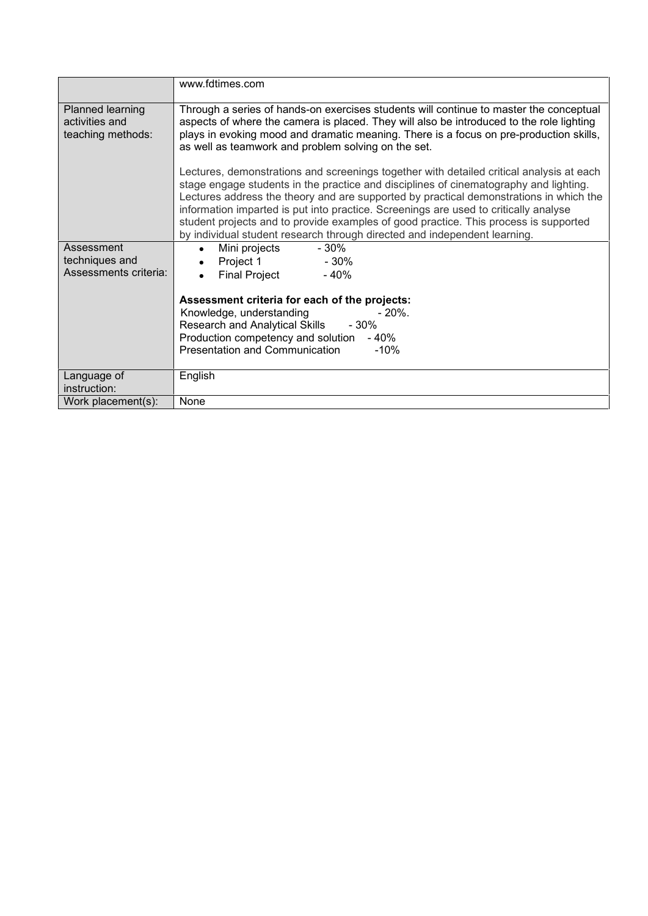| | |
|---|---|
| | www.fdtimes.com |
| Planned learning activities and teaching methods: | Through a series of hands-on exercises students will continue to master the conceptual aspects of where the camera is placed. They will also be introduced to the role lighting plays in evoking mood and dramatic meaning. There is a focus on pre-production skills, as well as teamwork and problem solving on the set.<br><br>Lectures, demonstrations and screenings together with detailed critical analysis at each stage engage students in the practice and disciplines of cinematography and lighting. Lectures address the theory and are supported by practical demonstrations in which the information imparted is put into practice. Screenings are used to critically analyse student projects and to provide examples of good practice. This process is supported by individual student research through directed and independent learning. |
| Assessment techniques and Assessments criteria: | • Mini projects - 30%<br>• Project 1 - 30%<br>• Final Project - 40%<br><br>**Assessment criteria for each of the projects:**<br>Knowledge, understanding - 20%.<br>Research and Analytical Skills - 30%<br>Production competency and solution - 40%<br>Presentation and Communication -10% |
| Language of instruction: | English |
| Work placement(s): | None |